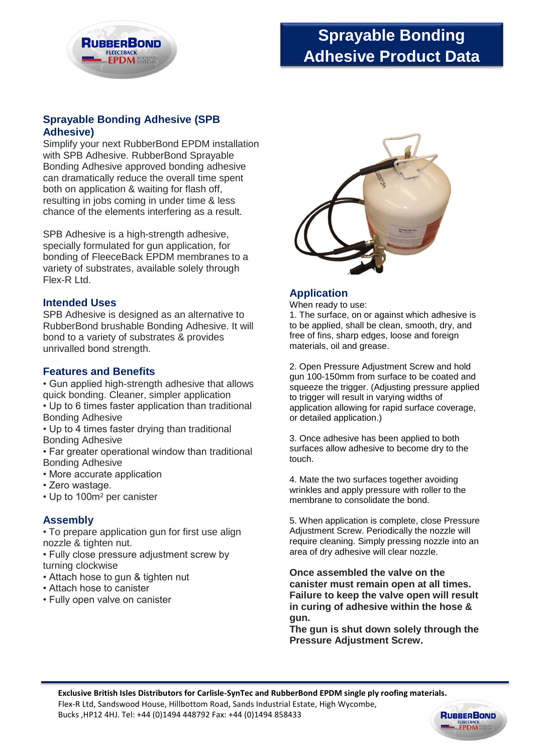# Sprayable Bonding Adhesive Product Data

## Sprayable Bonding Adhesive (SPB Adhesive)

Simplify your next RubberBond EPDM installation with SPB Adhesive. RubberBond Sprayable Bonding Adhesive approved bonding adhesive can dramatically reduce the overall time spent both on application & waiting for flash off, resulting in jobs coming in under time & less chance of the elements interfering as a result.

SPB Adhesive is a high-strength adhesive, specially formulated for gun application, for bonding of FleeceBack EPDM membranes to a variety of substrates, available solely through Flex-R Ltd.

## Intended Uses

SPB Adhesive is designed as an alternative to RubberBond brushable Bonding Adhesive. It will bond to a variety of substrates & provides unrivalled bond strength.

## Features and Benefits

- Gun applied high-strength adhesive that allows quick bonding. Cleaner, simpler application
- Up to 6 times faster application than traditional Bonding Adhesive
- Up to 4 times faster drying than traditional Bonding Adhesive
- Far greater operational window than traditional Bonding Adhesive
- More accurate application
- Zero wastage.
- Up to 100m² per canister

## Assembly

- To prepare application gun for first use align nozzle & tighten nut.
- Fully close pressure adjustment screw by turning clockwise
- Attach hose to gun & tighten nut
- Attach hose to canister
- Fully open valve on canister

## Application

When ready to use:

1. The surface, on or against which adhesive is to be applied, shall be clean, smooth, dry, and free of fins, sharp edges, loose and foreign materials, oil and grease.

2. Open Pressure Adjustment Screw and hold gun 100-150mm from surface to be coated and squeeze the trigger. (Adjusting pressure applied to trigger will result in varying widths of application allowing for rapid surface coverage, or detailed application.)

3. Once adhesive has been applied to both surfaces allow adhesive to become dry to the touch.

4. Mate the two surfaces together avoiding wrinkles and apply pressure with roller to the membrane to consolidate the bond.

5. When application is complete, close Pressure Adjustment Screw. Periodically the nozzle will require cleaning. Simply pressing nozzle into an area of dry adhesive will clear nozzle.

**Once assembled the valve on the canister must remain open at all times. Failure to keep the valve open will result in curing of adhesive within the hose & gun.**

**The gun is shut down solely through the Pressure Adjustment Screw.**

**Exclusive British Isles Distributors for Carlisle-SynTec and RubberBond EPDM single ply roofing materials.**
Flex-R Ltd, Sandswood House, Hillbottom Road, Sands Industrial Estate, High Wycombe, Bucks ,HP12 4HJ. Tel: +44 (0)1494 448792 Fax: +44 (0)1494 858433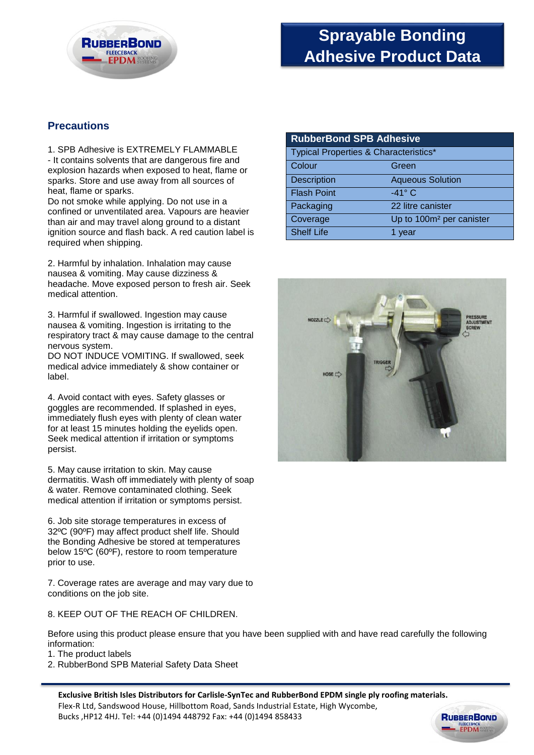# Sprayable Bonding Adhesive Product Data

## Precautions

1. SPB Adhesive is EXTREMELY FLAMMABLE - It contains solvents that are dangerous fire and explosion hazards when exposed to heat, flame or sparks. Store and use away from all sources of heat, flame or sparks.
Do not smoke while applying. Do not use in a confined or unventilated area. Vapours are heavier than air and may travel along ground to a distant ignition source and flash back. A red caution label is required when shipping.

2. Harmful by inhalation. Inhalation may cause nausea & vomiting. May cause dizziness & headache. Move exposed person to fresh air. Seek medical attention.

3. Harmful if swallowed. Ingestion may cause nausea & vomiting. Ingestion is irritating to the respiratory tract & may cause damage to the central nervous system.
DO NOT INDUCE VOMITING. If swallowed, seek medical advice immediately & show container or label.

4. Avoid contact with eyes. Safety glasses or goggles are recommended. If splashed in eyes, immediately flush eyes with plenty of clean water for at least 15 minutes holding the eyelids open. Seek medical attention if irritation or symptoms persist.

5. May cause irritation to skin. May cause dermatitis. Wash off immediately with plenty of soap & water. Remove contaminated clothing. Seek medical attention if irritation or symptoms persist.

6. Job site storage temperatures in excess of 32ºC (90ºF) may affect product shelf life. Should the Bonding Adhesive be stored at temperatures below 15ºC (60ºF), restore to room temperature prior to use.

7. Coverage rates are average and may vary due to conditions on the job site.

8. KEEP OUT OF THE REACH OF CHILDREN.

| RubberBond SPB Adhesive | |
|---|---|
| Typical Properties & Characteristics* | |
| Colour | Green |
| Description | Aqueous Solution |
| Flash Point | -41° C |
| Packaging | 22 litre canister |
| Coverage | Up to 100m² per canister |
| Shelf Life | 1 year |

NOZZLE
PRESSURE ADJUSTMENT SCREW
TRIGGER
HOSE

Before using this product please ensure that you have been supplied with and have read carefully the following information:
1. The product labels
2. RubberBond SPB Material Safety Data Sheet

**Exclusive British Isles Distributors for Carlisle-SynTec and RubberBond EPDM single ply roofing materials.**
Flex-R Ltd, Sandswood House, Hillbottom Road, Sands Industrial Estate, High Wycombe, Bucks ,HP12 4HJ. Tel: +44 (0)1494 448792 Fax: +44 (0)1494 858433